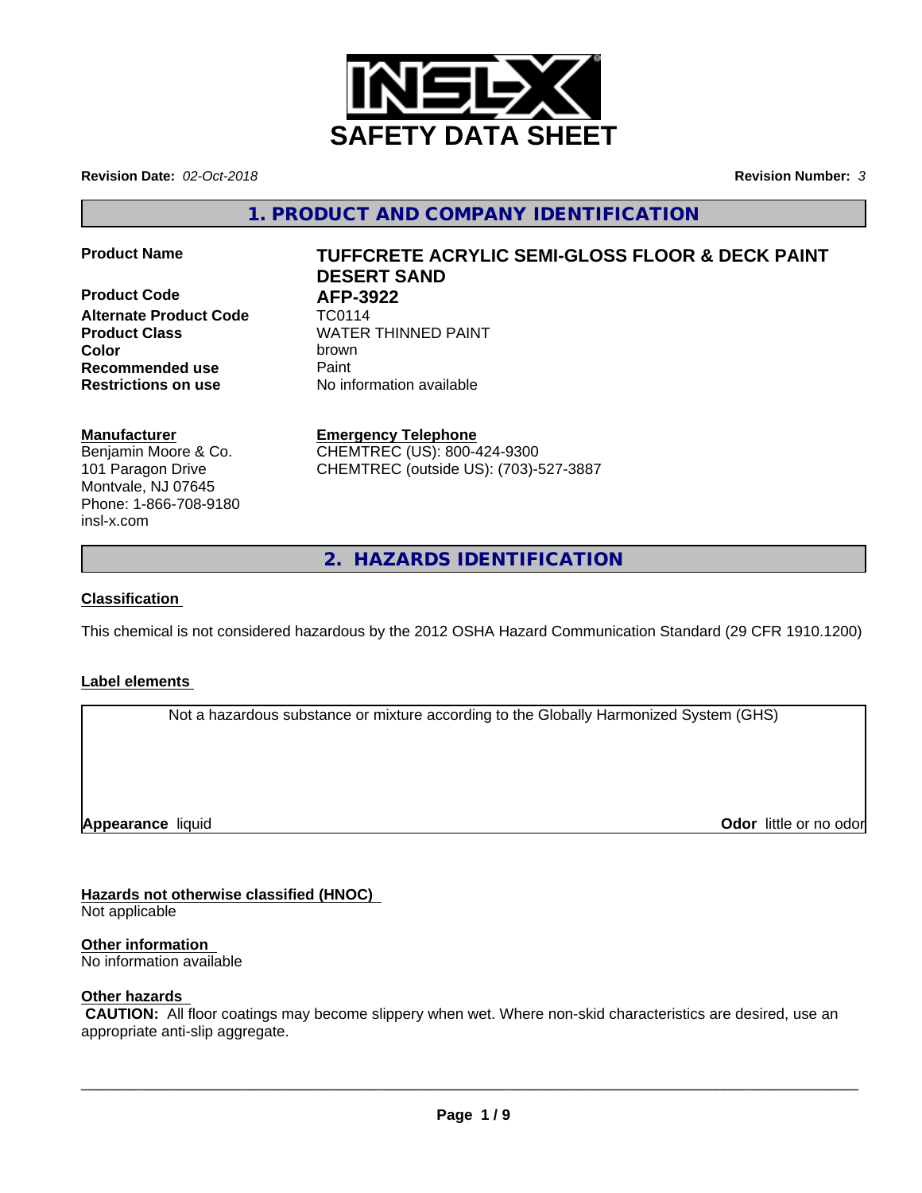# SAFETY DATA SHEET

**Revision Date:** *02-Oct-2018*

**Revision Number:** *3*

## 1. PRODUCT AND COMPANY IDENTIFICATION

| | |
|---|---|
| **Product Name** | **TUFFCRETE ACRYLIC SEMI-GLOSS FLOOR & DECK PAINT DESERT SAND** |
| **Product Code** | **AFP-3922** |
| **Alternate Product Code** | TC0114 |
| **Product Class** | WATER THINNED PAINT |
| **Color** | brown |
| **Recommended use** | Paint |
| **Restrictions on use** | No information available |

**Manufacturer**
Benjamin Moore & Co.
101 Paragon Drive
Montvale, NJ 07645
Phone: 1-866-708-9180
insl-x.com

**Emergency Telephone**
CHEMTREC (US): 800-424-9300
CHEMTREC (outside US): (703)-527-3887

## 2. HAZARDS IDENTIFICATION

**Classification**

This chemical is not considered hazardous by the 2012 OSHA Hazard Communication Standard (29 CFR 1910.1200)

**Label elements**

Not a hazardous substance or mixture according to the Globally Harmonized System (GHS)

**Appearance** liquid

**Odor** little or no odor

**Hazards not otherwise classified (HNOC)**
Not applicable

**Other information**
No information available

**Other hazards**
**CAUTION:** All floor coatings may become slippery when wet. Where non-skid characteristics are desired, use an appropriate anti-slip aggregate.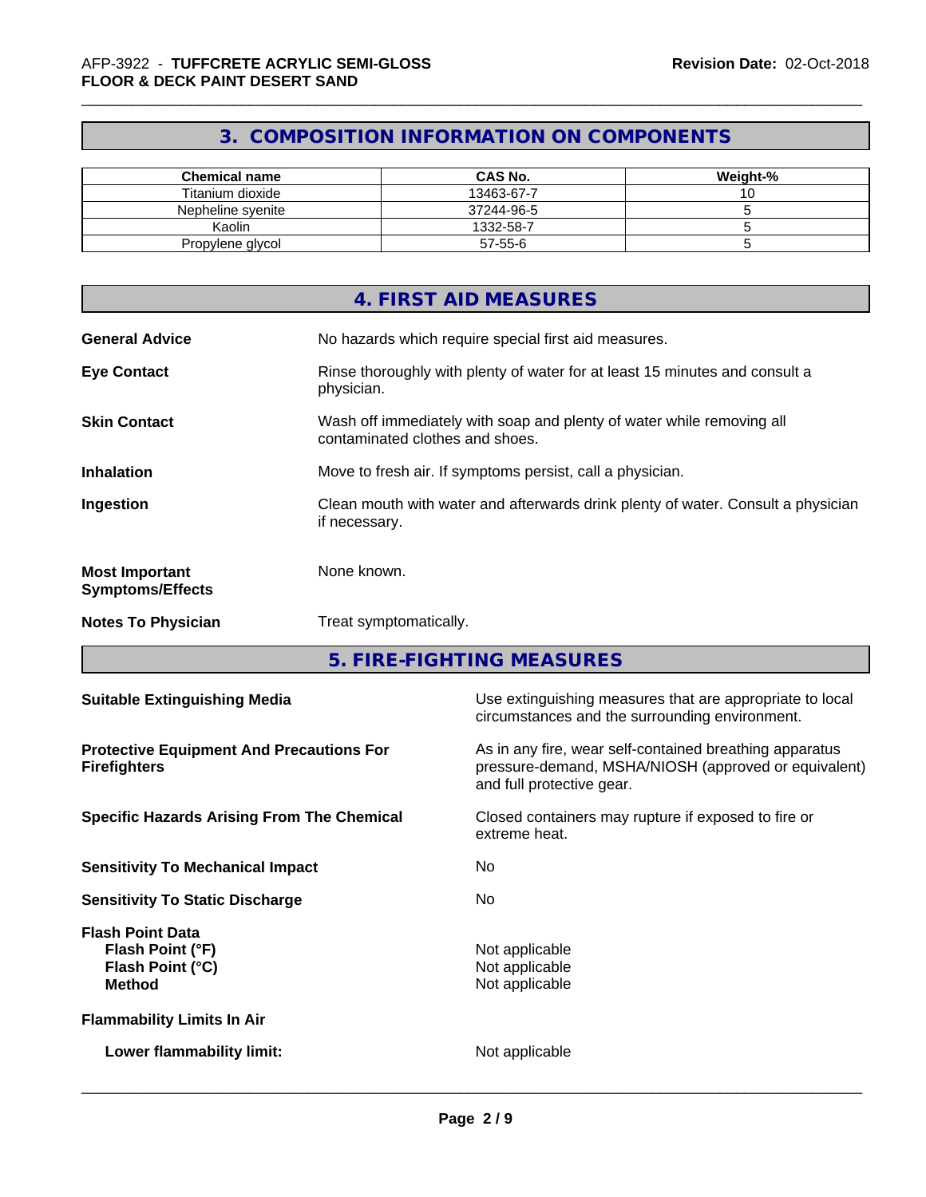## 3. COMPOSITION INFORMATION ON COMPONENTS

| Chemical name | CAS No. | Weight-% |
|---|---|---|
| Titanium dioxide | 13463-67-7 | 10 |
| Nepheline syenite | 37244-96-5 | 5 |
| Kaolin | 1332-58-7 | 5 |
| Propylene glycol | 57-55-6 | 5 |

## 4. FIRST AID MEASURES

**General Advice** No hazards which require special first aid measures.

**Eye Contact** Rinse thoroughly with plenty of water for at least 15 minutes and consult a physician.

**Skin Contact** Wash off immediately with soap and plenty of water while removing all contaminated clothes and shoes.

**Inhalation** Move to fresh air. If symptoms persist, call a physician.

**Ingestion** Clean mouth with water and afterwards drink plenty of water. Consult a physician if necessary.

**Most Important Symptoms/Effects** None known.

**Notes To Physician** Treat symptomatically.

## 5. FIRE-FIGHTING MEASURES

**Suitable Extinguishing Media** Use extinguishing measures that are appropriate to local circumstances and the surrounding environment.

**Protective Equipment And Precautions For Firefighters** As in any fire, wear self-contained breathing apparatus pressure-demand, MSHA/NIOSH (approved or equivalent) and full protective gear.

**Specific Hazards Arising From The Chemical** Closed containers may rupture if exposed to fire or extreme heat.

**Sensitivity To Mechanical Impact** No

**Sensitivity To Static Discharge** No

**Flash Point Data**
- **Flash Point (°F)** Not applicable
- **Flash Point (°C)** Not applicable
- **Method** Not applicable

**Flammability Limits In Air**

**Lower flammability limit:** Not applicable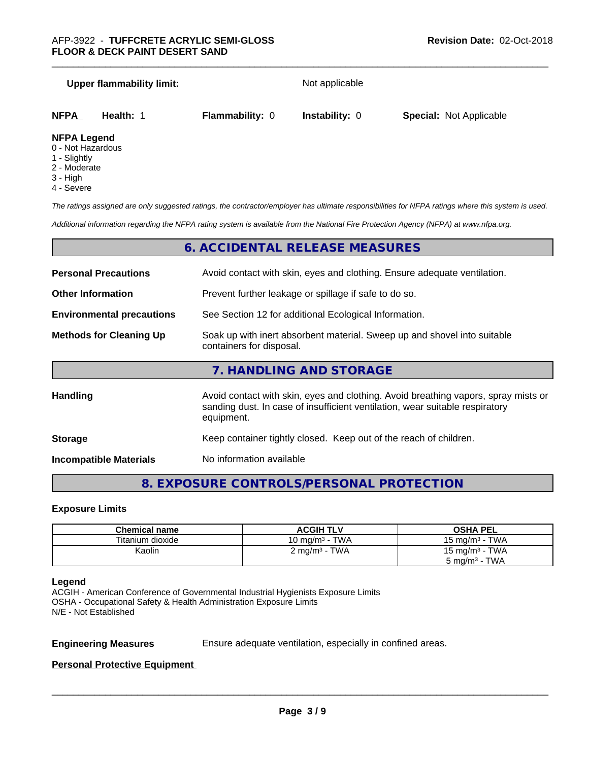**Upper flammability limit:** Not applicable

| **NFPA** | **Health:** 1 | **Flammability:** 0 | **Instability:** 0 | **Special:** Not Applicable |
|---|---|---|---|---|

**NFPA Legend**
0 - Not Hazardous
1 - Slightly
2 - Moderate
3 - High
4 - Severe

*The ratings assigned are only suggested ratings, the contractor/employer has ultimate responsibilities for NFPA ratings where this system is used.*

*Additional information regarding the NFPA rating system is available from the National Fire Protection Agency (NFPA) at www.nfpa.org.*

## 6. ACCIDENTAL RELEASE MEASURES

**Personal Precautions** Avoid contact with skin, eyes and clothing. Ensure adequate ventilation.

**Other Information** Prevent further leakage or spillage if safe to do so.

**Environmental precautions** See Section 12 for additional Ecological Information.

**Methods for Cleaning Up** Soak up with inert absorbent material. Sweep up and shovel into suitable containers for disposal.

## 7. HANDLING AND STORAGE

**Handling** Avoid contact with skin, eyes and clothing. Avoid breathing vapors, spray mists or sanding dust. In case of insufficient ventilation, wear suitable respiratory equipment.

**Storage** Keep container tightly closed. Keep out of the reach of children.

**Incompatible Materials** No information available

## 8. EXPOSURE CONTROLS/PERSONAL PROTECTION

### Exposure Limits

| Chemical name | ACGIH TLV | OSHA PEL |
|---|---|---|
| Titanium dioxide | 10 mg/m³ - TWA | 15 mg/m³ - TWA |
| Kaolin | 2 mg/m³ - TWA | 15 mg/m³ - TWA<br>5 mg/m³ - TWA |

**Legend**
ACGIH - American Conference of Governmental Industrial Hygienists Exposure Limits
OSHA - Occupational Safety & Health Administration Exposure Limits
N/E - Not Established

**Engineering Measures** Ensure adequate ventilation, especially in confined areas.

**Personal Protective Equipment**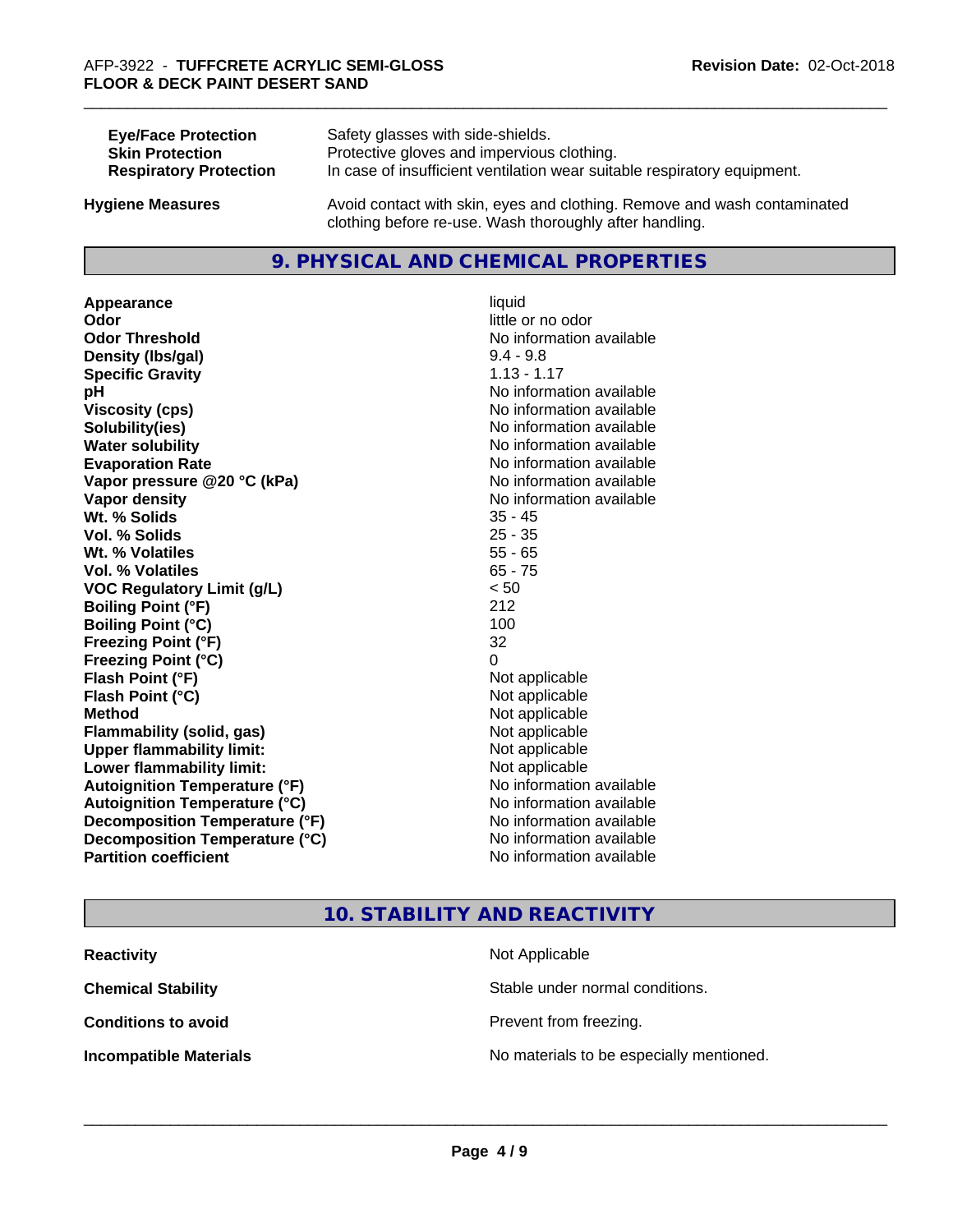| | |
|---|---|
| **Eye/Face Protection** | Safety glasses with side-shields. |
| **Skin Protection** | Protective gloves and impervious clothing. |
| **Respiratory Protection** | In case of insufficient ventilation wear suitable respiratory equipment. |

**Hygiene Measures** Avoid contact with skin, eyes and clothing. Remove and wash contaminated clothing before re-use. Wash thoroughly after handling.

## 9. PHYSICAL AND CHEMICAL PROPERTIES

| | |
|---|---|
| **Appearance** | liquid |
| **Odor** | little or no odor |
| **Odor Threshold** | No information available |
| **Density (lbs/gal)** | 9.4 - 9.8 |
| **Specific Gravity** | 1.13 - 1.17 |
| **pH** | No information available |
| **Viscosity (cps)** | No information available |
| **Solubility(ies)** | No information available |
| **Water solubility** | No information available |
| **Evaporation Rate** | No information available |
| **Vapor pressure @20 °C (kPa)** | No information available |
| **Vapor density** | No information available |
| **Wt. % Solids** | 35 - 45 |
| **Vol. % Solids** | 25 - 35 |
| **Wt. % Volatiles** | 55 - 65 |
| **Vol. % Volatiles** | 65 - 75 |
| **VOC Regulatory Limit (g/L)** | < 50 |
| **Boiling Point (°F)** | 212 |
| **Boiling Point (°C)** | 100 |
| **Freezing Point (°F)** | 32 |
| **Freezing Point (°C)** | 0 |
| **Flash Point (°F)** | Not applicable |
| **Flash Point (°C)** | Not applicable |
| **Method** | Not applicable |
| **Flammability (solid, gas)** | Not applicable |
| **Upper flammability limit:** | Not applicable |
| **Lower flammability limit:** | Not applicable |
| **Autoignition Temperature (°F)** | No information available |
| **Autoignition Temperature (°C)** | No information available |
| **Decomposition Temperature (°F)** | No information available |
| **Decomposition Temperature (°C)** | No information available |
| **Partition coefficient** | No information available |

## 10. STABILITY AND REACTIVITY

| | |
|---|---|
| **Reactivity** | Not Applicable |
| **Chemical Stability** | Stable under normal conditions. |
| **Conditions to avoid** | Prevent from freezing. |
| **Incompatible Materials** | No materials to be especially mentioned. |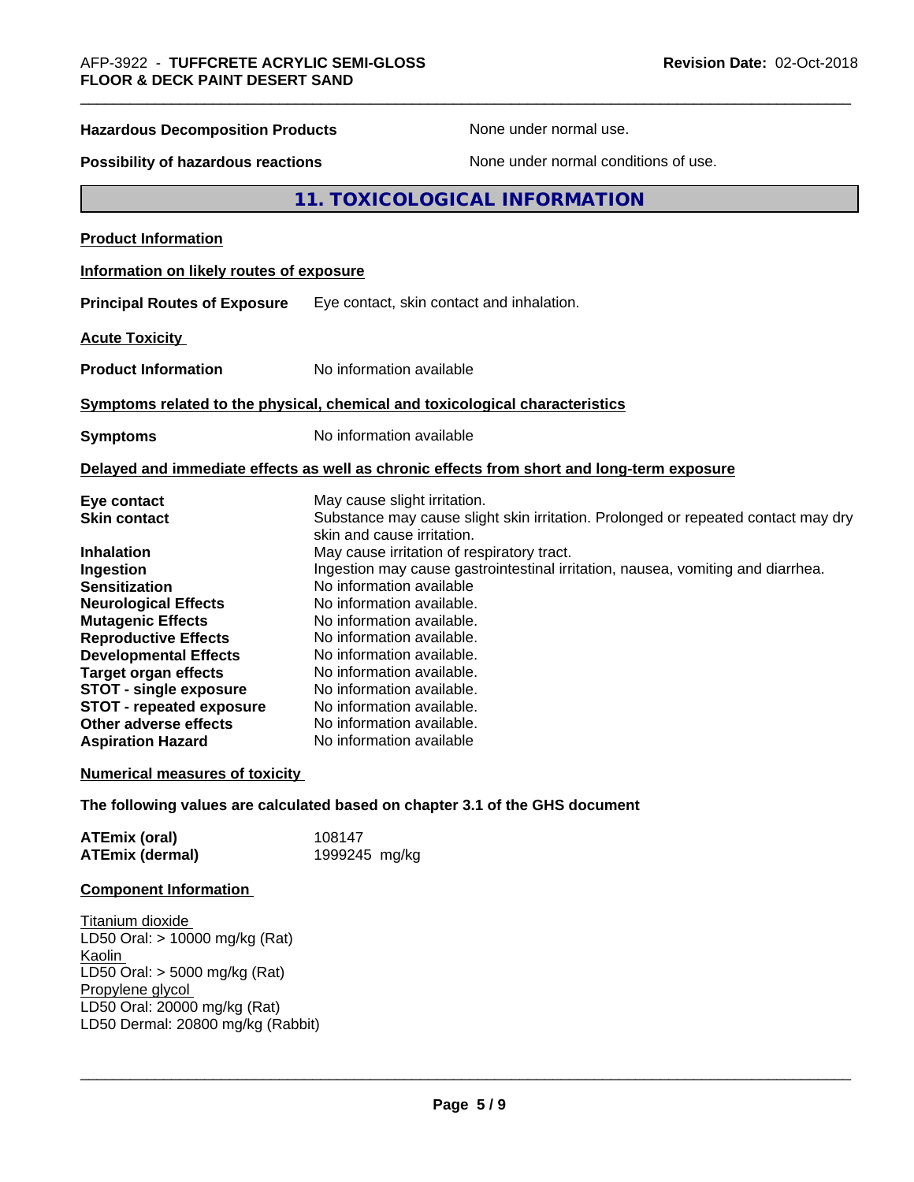**Hazardous Decomposition Products** None under normal use.

**Possibility of hazardous reactions** None under normal conditions of use.

## 11. TOXICOLOGICAL INFORMATION

**Product Information**

**Information on likely routes of exposure**

**Principal Routes of Exposure** Eye contact, skin contact and inhalation.

**Acute Toxicity**

**Product Information** No information available

**Symptoms related to the physical, chemical and toxicological characteristics**

**Symptoms** No information available

**Delayed and immediate effects as well as chronic effects from short and long-term exposure**

| | |
|---|---|
| **Eye contact** | May cause slight irritation. |
| **Skin contact** | Substance may cause slight skin irritation. Prolonged or repeated contact may dry skin and cause irritation. |
| **Inhalation** | May cause irritation of respiratory tract. |
| **Ingestion** | Ingestion may cause gastrointestinal irritation, nausea, vomiting and diarrhea. |
| **Sensitization** | No information available |
| **Neurological Effects** | No information available. |
| **Mutagenic Effects** | No information available. |
| **Reproductive Effects** | No information available. |
| **Developmental Effects** | No information available. |
| **Target organ effects** | No information available. |
| **STOT - single exposure** | No information available. |
| **STOT - repeated exposure** | No information available. |
| **Other adverse effects** | No information available. |
| **Aspiration Hazard** | No information available |

**Numerical measures of toxicity**

**The following values are calculated based on chapter 3.1 of the GHS document**

| | |
|---|---|
| **ATEmix (oral)** | 108147 |
| **ATEmix (dermal)** | 1999245 mg/kg |

**Component Information**

Titanium dioxide
LD50 Oral: > 10000 mg/kg (Rat)
Kaolin
LD50 Oral: > 5000 mg/kg (Rat)
Propylene glycol
LD50 Oral: 20000 mg/kg (Rat)
LD50 Dermal: 20800 mg/kg (Rabbit)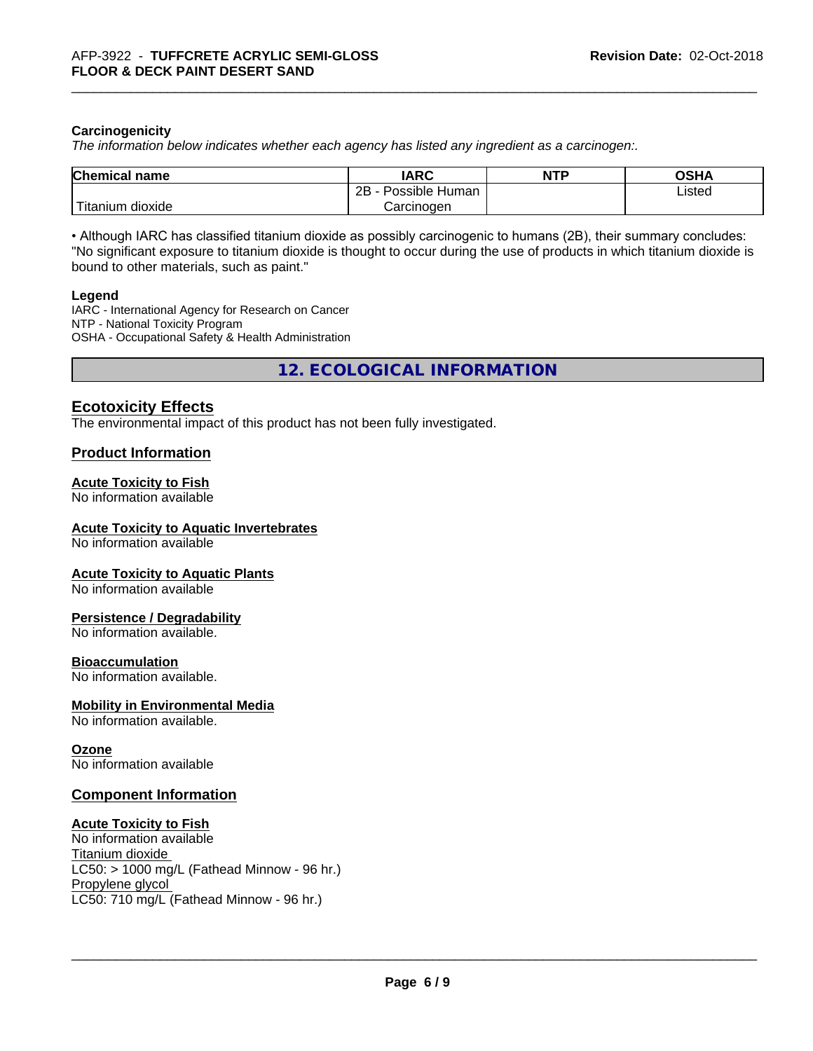**Carcinogenicity**

*The information below indicates whether each agency has listed any ingredient as a carcinogen:.*

| Chemical name | IARC | NTP | OSHA |
|---|---|---|---|
| Titanium dioxide | 2B - Possible Human Carcinogen | | Listed |

• Although IARC has classified titanium dioxide as possibly carcinogenic to humans (2B), their summary concludes: "No significant exposure to titanium dioxide is thought to occur during the use of products in which titanium dioxide is bound to other materials, such as paint."

**Legend**

IARC - International Agency for Research on Cancer
NTP - National Toxicity Program
OSHA - Occupational Safety & Health Administration

## 12. ECOLOGICAL INFORMATION

## Ecotoxicity Effects

The environmental impact of this product has not been fully investigated.

### Product Information

**Acute Toxicity to Fish**
No information available

**Acute Toxicity to Aquatic Invertebrates**
No information available

**Acute Toxicity to Aquatic Plants**
No information available

**Persistence / Degradability**
No information available.

**Bioaccumulation**
No information available.

**Mobility in Environmental Media**
No information available.

**Ozone**
No information available

### Component Information

**Acute Toxicity to Fish**
No information available
Titanium dioxide
LC50: > 1000 mg/L (Fathead Minnow - 96 hr.)
Propylene glycol
LC50: 710 mg/L (Fathead Minnow - 96 hr.)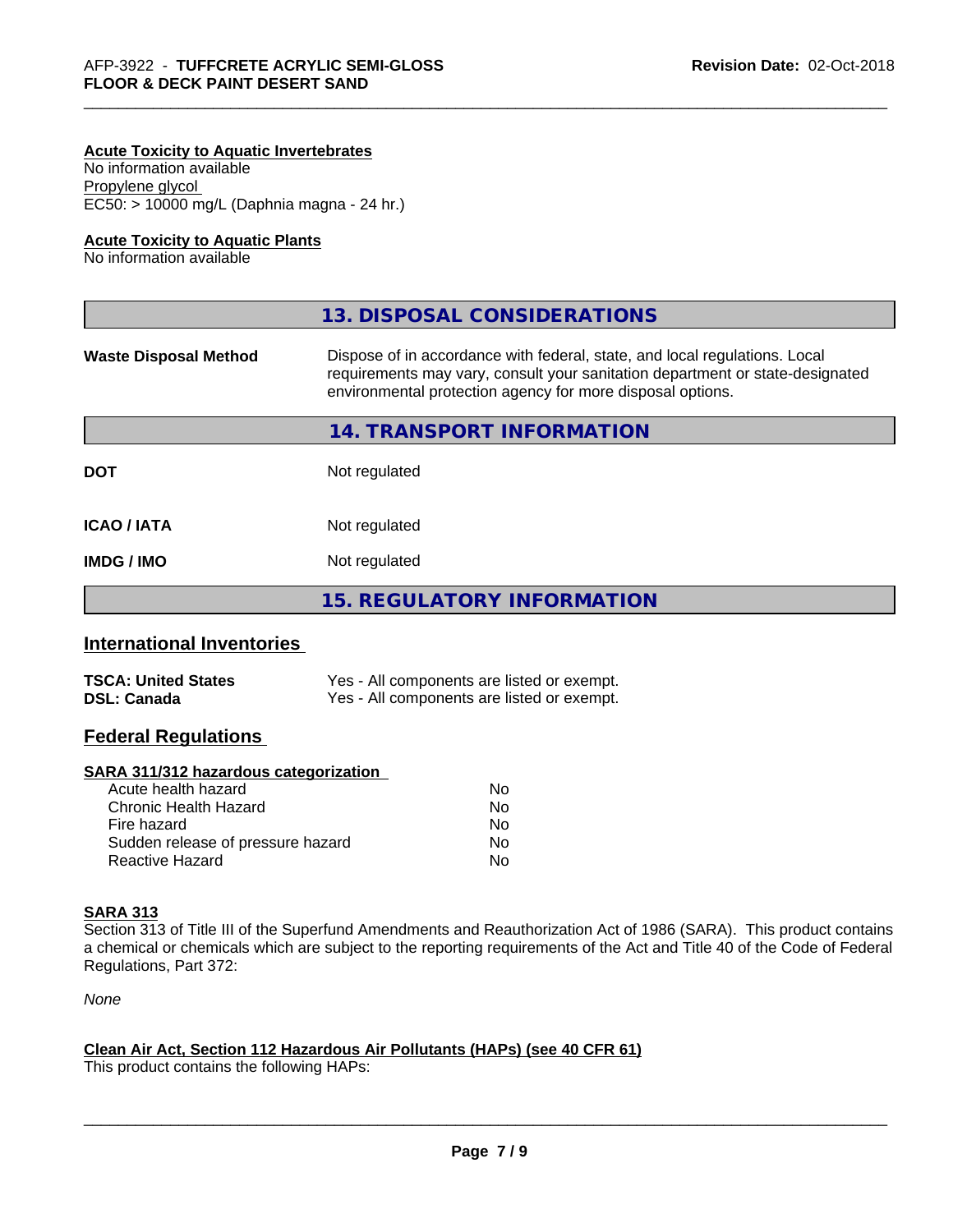**Acute Toxicity to Aquatic Invertebrates**

No information available

Propylene glycol

EC50: > 10000 mg/L (Daphnia magna - 24 hr.)

**Acute Toxicity to Aquatic Plants**

No information available

## 13. DISPOSAL CONSIDERATIONS

| | |
|---|---|
| **Waste Disposal Method** | Dispose of in accordance with federal, state, and local regulations. Local requirements may vary, consult your sanitation department or state-designated environmental protection agency for more disposal options. |

## 14. TRANSPORT INFORMATION

| | |
|---|---|
| **DOT** | Not regulated |
| **ICAO / IATA** | Not regulated |
| **IMDG / IMO** | Not regulated |

## 15. REGULATORY INFORMATION

### International Inventories

| | |
|---|---|
| **TSCA: United States** | Yes - All components are listed or exempt. |
| **DSL: Canada** | Yes - All components are listed or exempt. |

### Federal Regulations

**SARA 311/312 hazardous categorization**

| | |
|---|---|
| Acute health hazard | No |
| Chronic Health Hazard | No |
| Fire hazard | No |
| Sudden release of pressure hazard | No |
| Reactive Hazard | No |

**SARA 313**

Section 313 of Title III of the Superfund Amendments and Reauthorization Act of 1986 (SARA). This product contains a chemical or chemicals which are subject to the reporting requirements of the Act and Title 40 of the Code of Federal Regulations, Part 372:

*None*

**Clean Air Act, Section 112 Hazardous Air Pollutants (HAPs) (see 40 CFR 61)**

This product contains the following HAPs: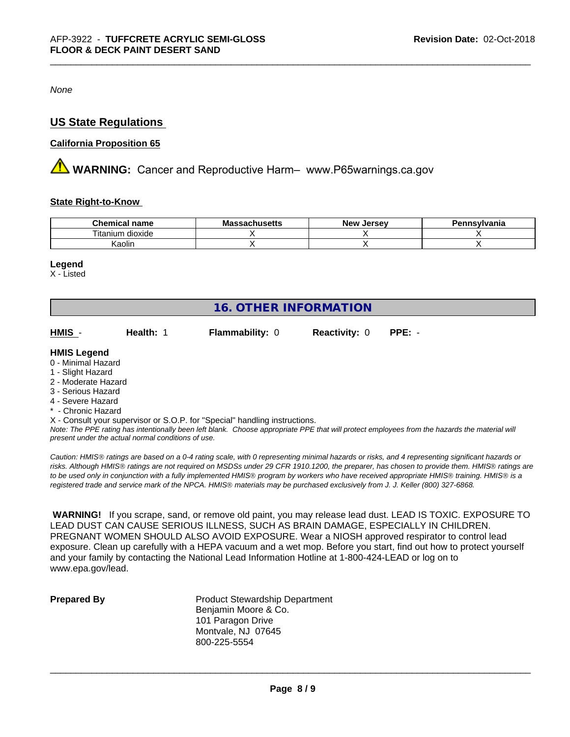*None*

## US State Regulations

### California Proposition 65

⚠ **WARNING:** Cancer and Reproductive Harm– www.P65warnings.ca.gov

### State Right-to-Know

| Chemical name | Massachusetts | New Jersey | Pennsylvania |
|---|---|---|---|
| Titanium dioxide | X | X | X |
| Kaolin | X | X | X |

**Legend**
X - Listed

## 16. OTHER INFORMATION

**HMIS** - **Health:** 1 **Flammability:** 0 **Reactivity:** 0 **PPE:** -

**HMIS Legend**
0 - Minimal Hazard
1 - Slight Hazard
2 - Moderate Hazard
3 - Serious Hazard
4 - Severe Hazard
* - Chronic Hazard
X - Consult your supervisor or S.O.P. for "Special" handling instructions.
*Note: The PPE rating has intentionally been left blank. Choose appropriate PPE that will protect employees from the hazards the material will present under the actual normal conditions of use.*

*Caution: HMIS® ratings are based on a 0-4 rating scale, with 0 representing minimal hazards or risks, and 4 representing significant hazards or risks. Although HMIS® ratings are not required on MSDSs under 29 CFR 1910.1200, the preparer, has chosen to provide them. HMIS® ratings are to be used only in conjunction with a fully implemented HMIS® program by workers who have received appropriate HMIS® training. HMIS® is a registered trade and service mark of the NPCA. HMIS® materials may be purchased exclusively from J. J. Keller (800) 327-6868.*

**WARNING!** If you scrape, sand, or remove old paint, you may release lead dust. LEAD IS TOXIC. EXPOSURE TO LEAD DUST CAN CAUSE SERIOUS ILLNESS, SUCH AS BRAIN DAMAGE, ESPECIALLY IN CHILDREN. PREGNANT WOMEN SHOULD ALSO AVOID EXPOSURE. Wear a NIOSH approved respirator to control lead exposure. Clean up carefully with a HEPA vacuum and a wet mop. Before you start, find out how to protect yourself and your family by contacting the National Lead Information Hotline at 1-800-424-LEAD or log on to www.epa.gov/lead.

**Prepared By**

Product Stewardship Department
Benjamin Moore & Co.
101 Paragon Drive
Montvale, NJ 07645
800-225-5554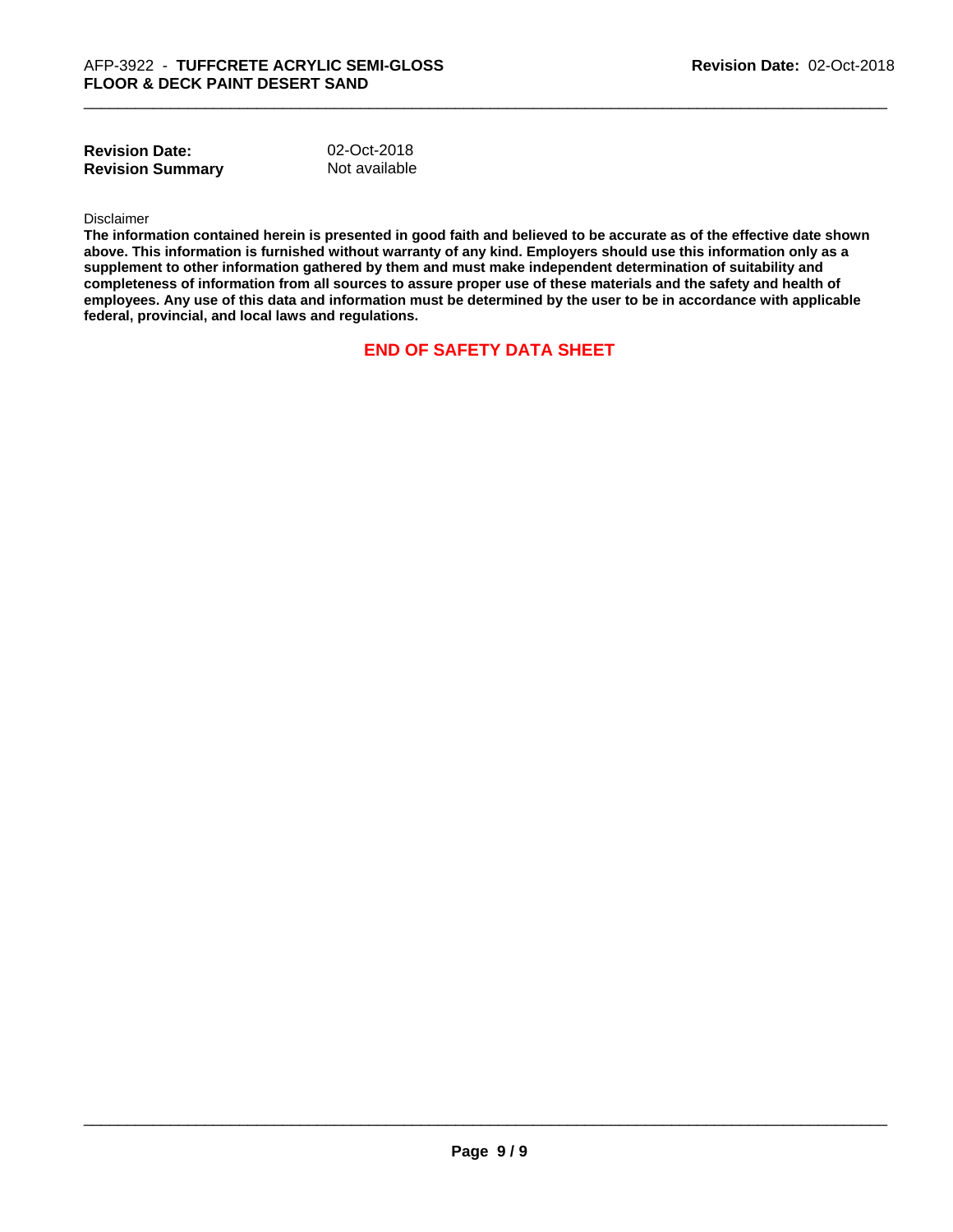| | |
|---|---|
| **Revision Date:** | 02-Oct-2018 |
| **Revision Summary** | Not available |

Disclaimer

**The information contained herein is presented in good faith and believed to be accurate as of the effective date shown above. This information is furnished without warranty of any kind. Employers should use this information only as a supplement to other information gathered by them and must make independent determination of suitability and completeness of information from all sources to assure proper use of these materials and the safety and health of employees. Any use of this data and information must be determined by the user to be in accordance with applicable federal, provincial, and local laws and regulations.**

**END OF SAFETY DATA SHEET**